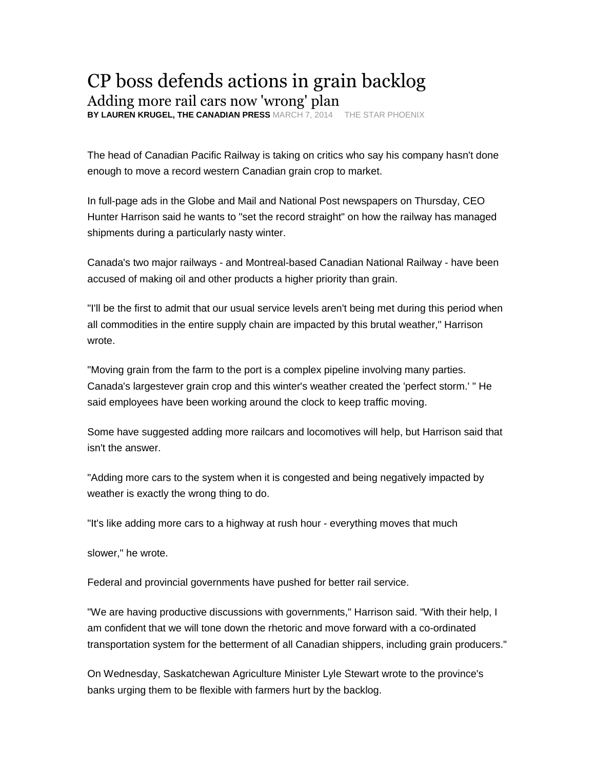# CP boss defends actions in grain backlog

## Adding more rail cars now 'wrong' plan

**BY LAUREN KRUGEL, THE CANADIAN PRESS** MARCH 7, 2014 THE STAR PHOENIX

The head of Canadian Pacific Railway is taking on critics who say his company hasn't done enough to move a record western Canadian grain crop to market.

In full-page ads in the Globe and Mail and National Post newspapers on Thursday, CEO Hunter Harrison said he wants to "set the record straight" on how the railway has managed shipments during a particularly nasty winter.

Canada's two major railways - and Montreal-based Canadian National Railway - have been accused of making oil and other products a higher priority than grain.

"I'll be the first to admit that our usual service levels aren't being met during this period when all commodities in the entire supply chain are impacted by this brutal weather," Harrison wrote.

"Moving grain from the farm to the port is a complex pipeline involving many parties. Canada's largestever grain crop and this winter's weather created the 'perfect storm.' " He said employees have been working around the clock to keep traffic moving.

Some have suggested adding more railcars and locomotives will help, but Harrison said that isn't the answer.

"Adding more cars to the system when it is congested and being negatively impacted by weather is exactly the wrong thing to do.

"It's like adding more cars to a highway at rush hour - everything moves that much

slower," he wrote.

Federal and provincial governments have pushed for better rail service.

"We are having productive discussions with governments," Harrison said. "With their help, I am confident that we will tone down the rhetoric and move forward with a co-ordinated transportation system for the betterment of all Canadian shippers, including grain producers."

On Wednesday, Saskatchewan Agriculture Minister Lyle Stewart wrote to the province's banks urging them to be flexible with farmers hurt by the backlog.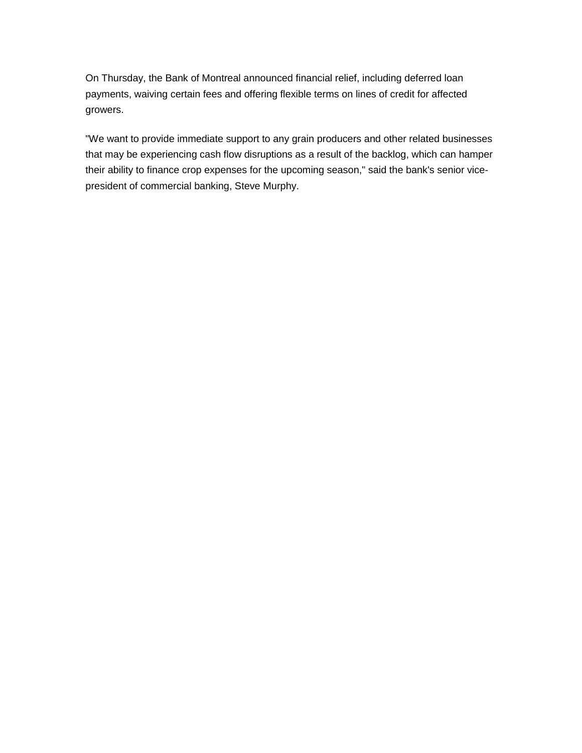On Thursday, the Bank of Montreal announced financial relief, including deferred loan payments, waiving certain fees and offering flexible terms on lines of credit for affected growers.

"We want to provide immediate support to any grain producers and other related businesses that may be experiencing cash flow disruptions as a result of the backlog, which can hamper their ability to finance crop expenses for the upcoming season," said the bank's senior vice-president of commercial banking, Steve Murphy.